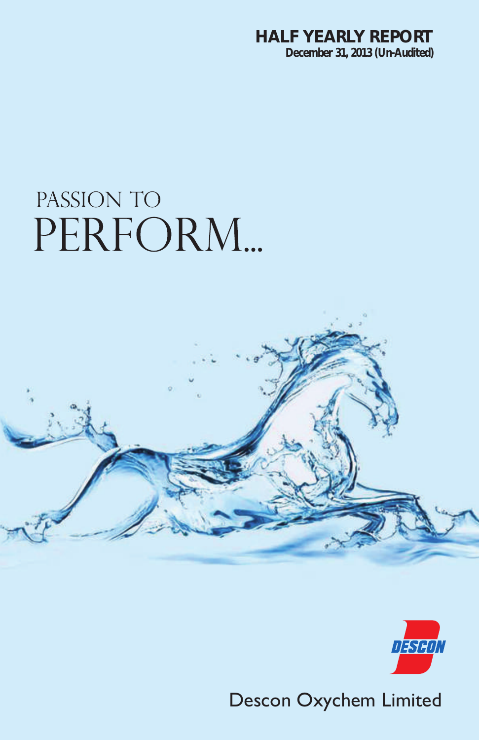**HALF YEARLY REPORT**
**December 31, 2013 (Un-Audited)**

# PASSION TO PERFORM...

DESCON

Descon Oxychem Limited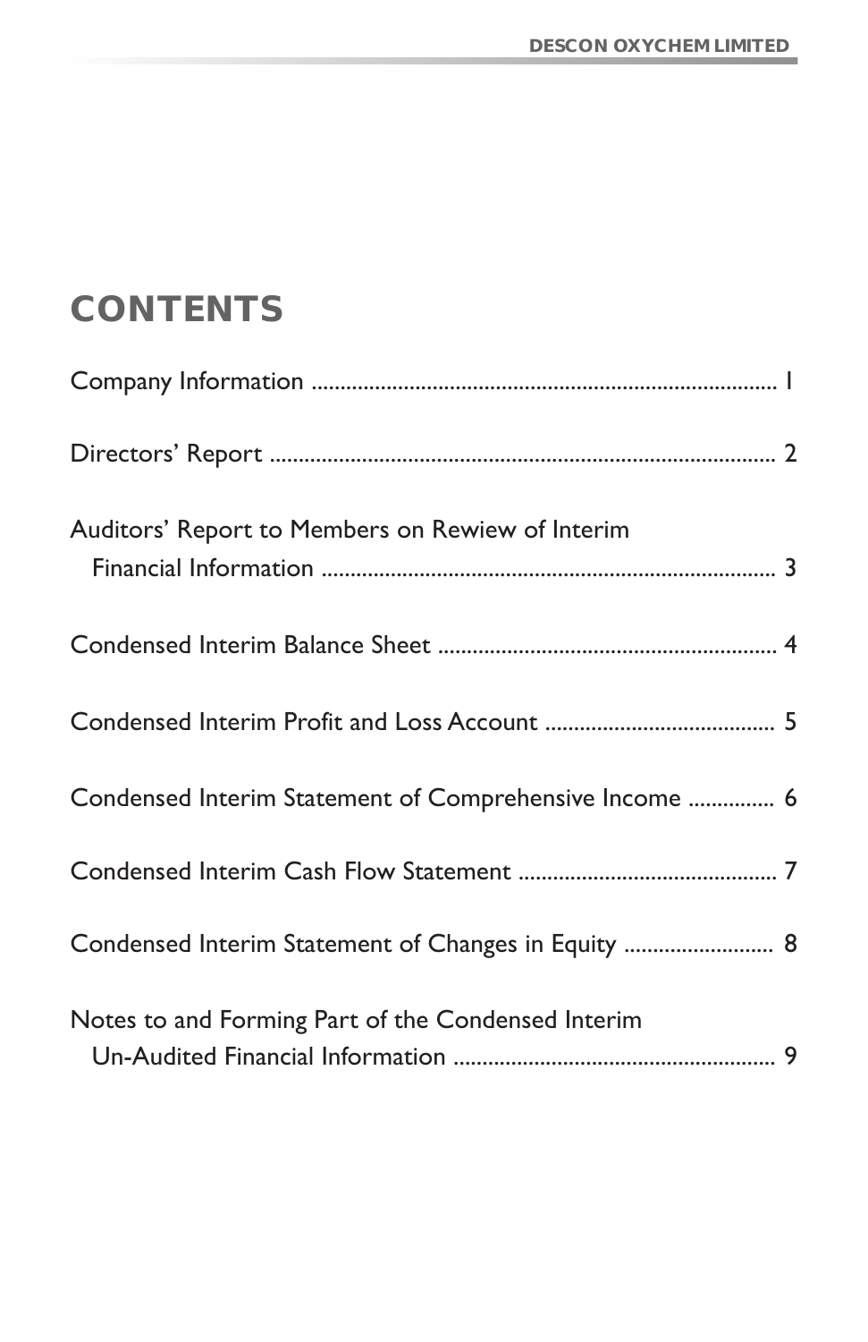# CONTENTS

| | |
|---|---|
| Company Information | 1 |
| Directors' Report | 2 |
| Auditors' Report to Members on Rewiew of Interim Financial Information | 3 |
| Condensed Interim Balance Sheet | 4 |
| Condensed Interim Profit and Loss Account | 5 |
| Condensed Interim Statement of Comprehensive Income | 6 |
| Condensed Interim Cash Flow Statement | 7 |
| Condensed Interim Statement of Changes in Equity | 8 |
| Notes to and Forming Part of the Condensed Interim Un-Audited Financial Information | 9 |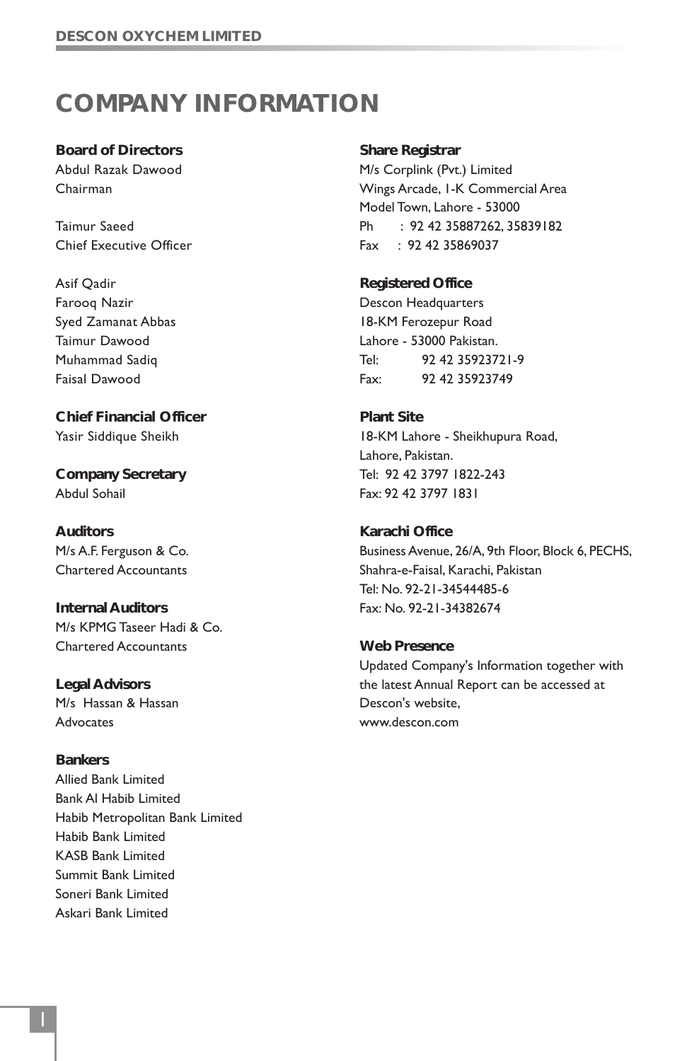# COMPANY INFORMATION

**Board of Directors**
Abdul Razak Dawood
Chairman

Taimur Saeed
Chief Executive Officer

Asif Qadir
Farooq Nazir
Syed Zamanat Abbas
Taimur Dawood
Muhammad Sadiq
Faisal Dawood

**Chief Financial Officer**
Yasir Siddique Sheikh

**Company Secretary**
Abdul Sohail

**Auditors**
M/s A.F. Ferguson & Co.
Chartered Accountants

**Internal Auditors**
M/s KPMG Taseer Hadi & Co.
Chartered Accountants

**Legal Advisors**
M/s Hassan & Hassan
Advocates

**Bankers**
Allied Bank Limited
Bank Al Habib Limited
Habib Metropolitan Bank Limited
Habib Bank Limited
KASB Bank Limited
Summit Bank Limited
Soneri Bank Limited
Askari Bank Limited

**Share Registrar**
M/s Corplink (Pvt.) Limited
Wings Arcade, 1-K Commercial Area
Model Town, Lahore - 53000
Ph : 92 42 35887262, 35839182
Fax : 92 42 35869037

**Registered Office**
Descon Headquarters
18-KM Ferozepur Road
Lahore - 53000 Pakistan.
Tel: 92 42 35923721-9
Fax: 92 42 35923749

**Plant Site**
18-KM Lahore - Sheikhupura Road,
Lahore, Pakistan.
Tel: 92 42 3797 1822-243
Fax: 92 42 3797 1831

**Karachi Office**
Business Avenue, 26/A, 9th Floor, Block 6, PECHS,
Shahra-e-Faisal, Karachi, Pakistan
Tel: No. 92-21-34544485-6
Fax: No. 92-21-34382674

**Web Presence**
Updated Company's Information together with the latest Annual Report can be accessed at Descon's website,
www.descon.com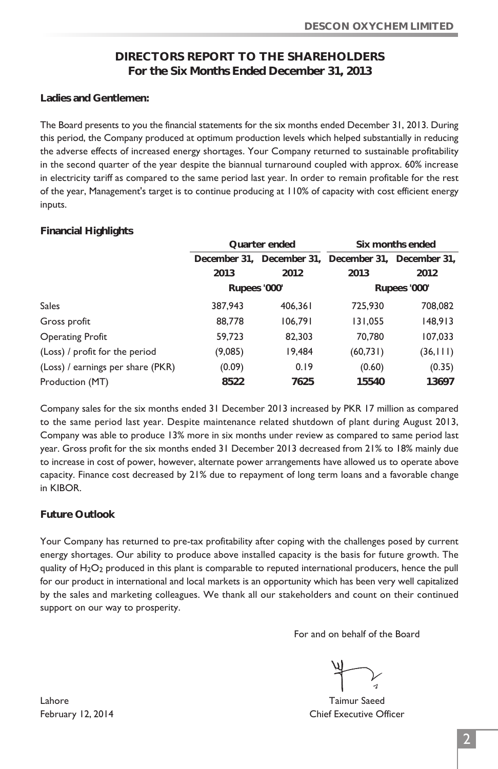# DIRECTORS REPORT TO THE SHAREHOLDERS
## For the Six Months Ended December 31, 2013

**Ladies and Gentlemen:**

The Board presents to you the financial statements for the six months ended December 31, 2013. During this period, the Company produced at optimum production levels which helped substantially in reducing the adverse effects of increased energy shortages. Your Company returned to sustainable profitability in the second quarter of the year despite the biannual turnaround coupled with approx. 60% increase in electricity tariff as compared to the same period last year. In order to remain profitable for the rest of the year, Management's target is to continue producing at 110% of capacity with cost efficient energy inputs.

**Financial Highlights**

| | Quarter ended | | Six months ended | |
|---|---|---|---|---|
| | December 31, 2013 | December 31, 2012 | December 31, 2013 | December 31, 2012 |
| | Rupees '000' | | Rupees '000' | |
| Sales | 387,943 | 406,361 | 725,930 | 708,082 |
| Gross profit | 88,778 | 106,791 | 131,055 | 148,913 |
| Operating Profit | 59,723 | 82,303 | 70,780 | 107,033 |
| (Loss) / profit for the period | (9,085) | 19,484 | (60,731) | (36,111) |
| (Loss) / earnings per share (PKR) | (0.09) | 0.19 | (0.60) | (0.35) |
| Production (MT) | **8522** | **7625** | **15540** | **13697** |

Company sales for the six months ended 31 December 2013 increased by PKR 17 million as compared to the same period last year. Despite maintenance related shutdown of plant during August 2013, Company was able to produce 13% more in six months under review as compared to same period last year. Gross profit for the six months ended 31 December 2013 decreased from 21% to 18% mainly due to increase in cost of power, however, alternate power arrangements have allowed us to operate above capacity. Finance cost decreased by 21% due to repayment of long term loans and a favorable change in KIBOR.

**Future Outlook**

Your Company has returned to pre-tax profitability after coping with the challenges posed by current energy shortages. Our ability to produce above installed capacity is the basis for future growth. The quality of $H_2O_2$ produced in this plant is comparable to reputed international producers, hence the pull for our product in international and local markets is an opportunity which has been very well capitalized by the sales and marketing colleagues. We thank all our stakeholders and count on their continued support on our way to prosperity.

For and on behalf of the Board

Taimur Saeed
Chief Executive Officer

Lahore
February 12, 2014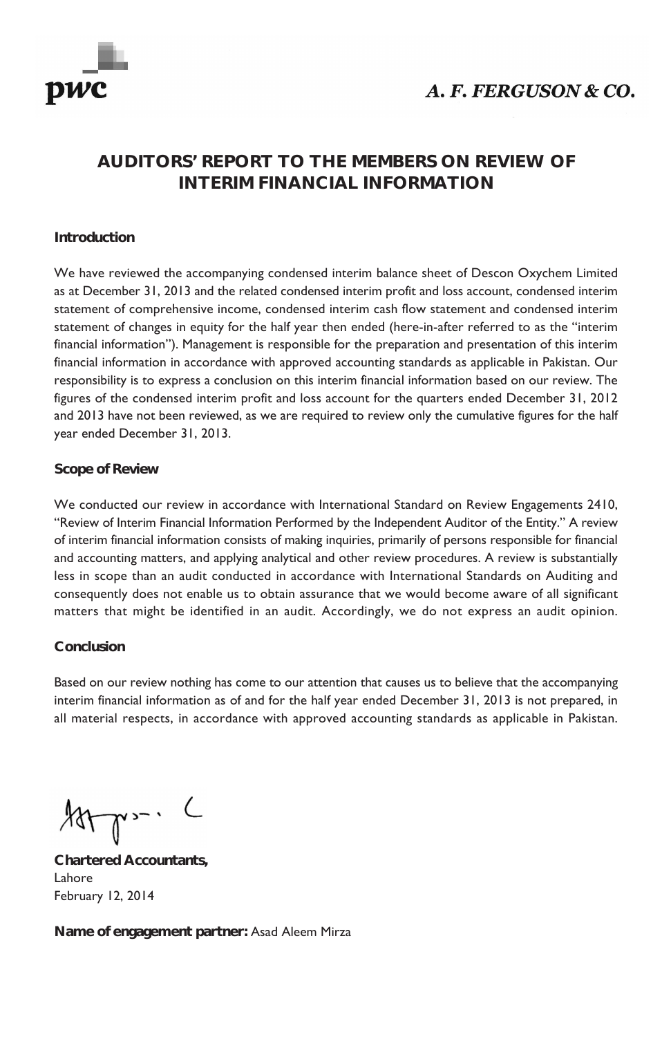A. F. FERGUSON & CO.

# AUDITORS' REPORT TO THE MEMBERS ON REVIEW OF INTERIM FINANCIAL INFORMATION

## Introduction

We have reviewed the accompanying condensed interim balance sheet of Descon Oxychem Limited as at December 31, 2013 and the related condensed interim profit and loss account, condensed interim statement of comprehensive income, condensed interim cash flow statement and condensed interim statement of changes in equity for the half year then ended (here-in-after referred to as the "interim financial information"). Management is responsible for the preparation and presentation of this interim financial information in accordance with approved accounting standards as applicable in Pakistan. Our responsibility is to express a conclusion on this interim financial information based on our review. The figures of the condensed interim profit and loss account for the quarters ended December 31, 2012 and 2013 have not been reviewed, as we are required to review only the cumulative figures for the half year ended December 31, 2013.

## Scope of Review

We conducted our review in accordance with International Standard on Review Engagements 2410, "Review of Interim Financial Information Performed by the Independent Auditor of the Entity." A review of interim financial information consists of making inquiries, primarily of persons responsible for financial and accounting matters, and applying analytical and other review procedures. A review is substantially less in scope than an audit conducted in accordance with International Standards on Auditing and consequently does not enable us to obtain assurance that we would become aware of all significant matters that might be identified in an audit. Accordingly, we do not express an audit opinion.

## Conclusion

Based on our review nothing has come to our attention that causes us to believe that the accompanying interim financial information as of and for the half year ended December 31, 2013 is not prepared, in all material respects, in accordance with approved accounting standards as applicable in Pakistan.

**Chartered Accountants,**
Lahore
February 12, 2014

**Name of engagement partner:** Asad Aleem Mirza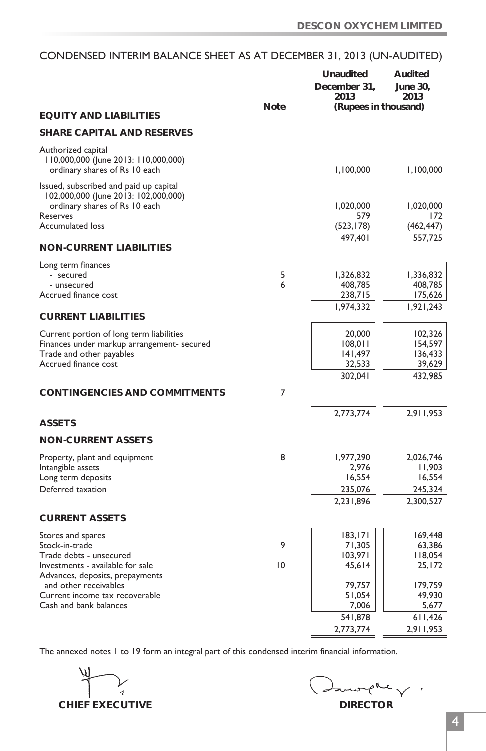## CONDENSED INTERIM BALANCE SHEET AS AT DECEMBER 31, 2013 (UN-AUDITED)

| | Note | Unaudited December 31, 2013 | Audited June 30, 2013 |
|---|---|---|---|
| | | (Rupees in thousand) | |
| **EQUITY AND LIABILITIES** | | | |
| **SHARE CAPITAL AND RESERVES** | | | |
| Authorized capital 110,000,000 (June 2013: 110,000,000) ordinary shares of Rs 10 each | | 1,100,000 | 1,100,000 |
| Issued, subscribed and paid up capital 102,000,000 (June 2013: 102,000,000) ordinary shares of Rs 10 each | | 1,020,000 | 1,020,000 |
| Reserves | | 579 | 172 |
| Accumulated loss | | (523,178) | (462,447) |
| | | 497,401 | 557,725 |
| **NON-CURRENT LIABILITIES** | | | |
| Long term finances | | | |
| - secured | 5 | 1,326,832 | 1,336,832 |
| - unsecured | 6 | 408,785 | 408,785 |
| Accrued finance cost | | 238,715 | 175,626 |
| | | 1,974,332 | 1,921,243 |
| **CURRENT LIABILITIES** | | | |
| Current portion of long term liabilities | | 20,000 | 102,326 |
| Finances under markup arrangement- secured | | 108,011 | 154,597 |
| Trade and other payables | | 141,497 | 136,433 |
| Accrued finance cost | | 32,533 | 39,629 |
| | | 302,041 | 432,985 |
| **CONTINGENCIES AND COMMITMENTS** | 7 | | |
| | | 2,773,774 | 2,911,953 |
| **ASSETS** | | | |
| **NON-CURRENT ASSETS** | | | |
| Property, plant and equipment | 8 | 1,977,290 | 2,026,746 |
| Intangible assets | | 2,976 | 11,903 |
| Long term deposits | | 16,554 | 16,554 |
| Deferred taxation | | 235,076 | 245,324 |
| | | 2,231,896 | 2,300,527 |
| **CURRENT ASSETS** | | | |
| Stores and spares | | 183,171 | 169,448 |
| Stock-in-trade | 9 | 71,305 | 63,386 |
| Trade debts - unsecured | | 103,971 | 118,054 |
| Investments - available for sale | 10 | 45,614 | 25,172 |
| Advances, deposits, prepayments and other receivables | | 79,757 | 179,759 |
| Current income tax recoverable | | 51,054 | 49,930 |
| Cash and bank balances | | 7,006 | 5,677 |
| | | 541,878 | 611,426 |
| | | 2,773,774 | 2,911,953 |

The annexed notes 1 to 19 form an integral part of this condensed interim financial information.

**CHIEF EXECUTIVE** | **DIRECTOR**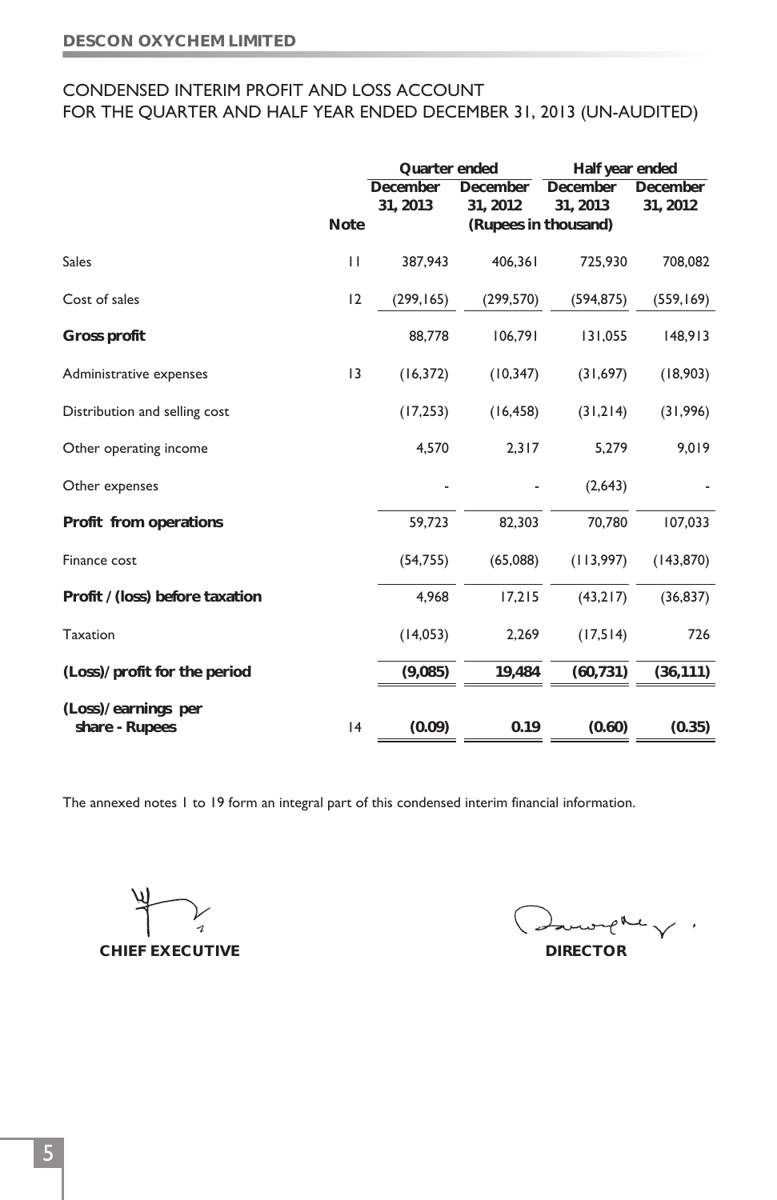**DESCON OXYCHEM LIMITED**

## CONDENSED INTERIM PROFIT AND LOSS ACCOUNT
## FOR THE QUARTER AND HALF YEAR ENDED DECEMBER 31, 2013 (UN-AUDITED)

| | Note | Quarter ended | | Half year ended | |
|---|---|---|---|---|---|
| | | December 31, 2013 | December 31, 2012 | December 31, 2013 | December 31, 2012 |
| | | (Rupees in thousand) | | | |
| Sales | 11 | 387,943 | 406,361 | 725,930 | 708,082 |
| Cost of sales | 12 | (299,165) | (299,570) | (594,875) | (559,169) |
| **Gross profit** | | 88,778 | 106,791 | 131,055 | 148,913 |
| Administrative expenses | 13 | (16,372) | (10,347) | (31,697) | (18,903) |
| Distribution and selling cost | | (17,253) | (16,458) | (31,214) | (31,996) |
| Other operating income | | 4,570 | 2,317 | 5,279 | 9,019 |
| Other expenses | | - | - | (2,643) | - |
| **Profit from operations** | | 59,723 | 82,303 | 70,780 | 107,033 |
| Finance cost | | (54,755) | (65,088) | (113,997) | (143,870) |
| **Profit / (loss) before taxation** | | 4,968 | 17,215 | (43,217) | (36,837) |
| Taxation | | (14,053) | 2,269 | (17,514) | 726 |
| **(Loss)/ profit for the period** | | **(9,085)** | **19,484** | **(60,731)** | **(36,111)** |
| **(Loss)/ earnings per share - Rupees** | 14 | **(0.09)** | **0.19** | **(0.60)** | **(0.35)** |

The annexed notes 1 to 19 form an integral part of this condensed interim financial information.

**CHIEF EXECUTIVE** **DIRECTOR**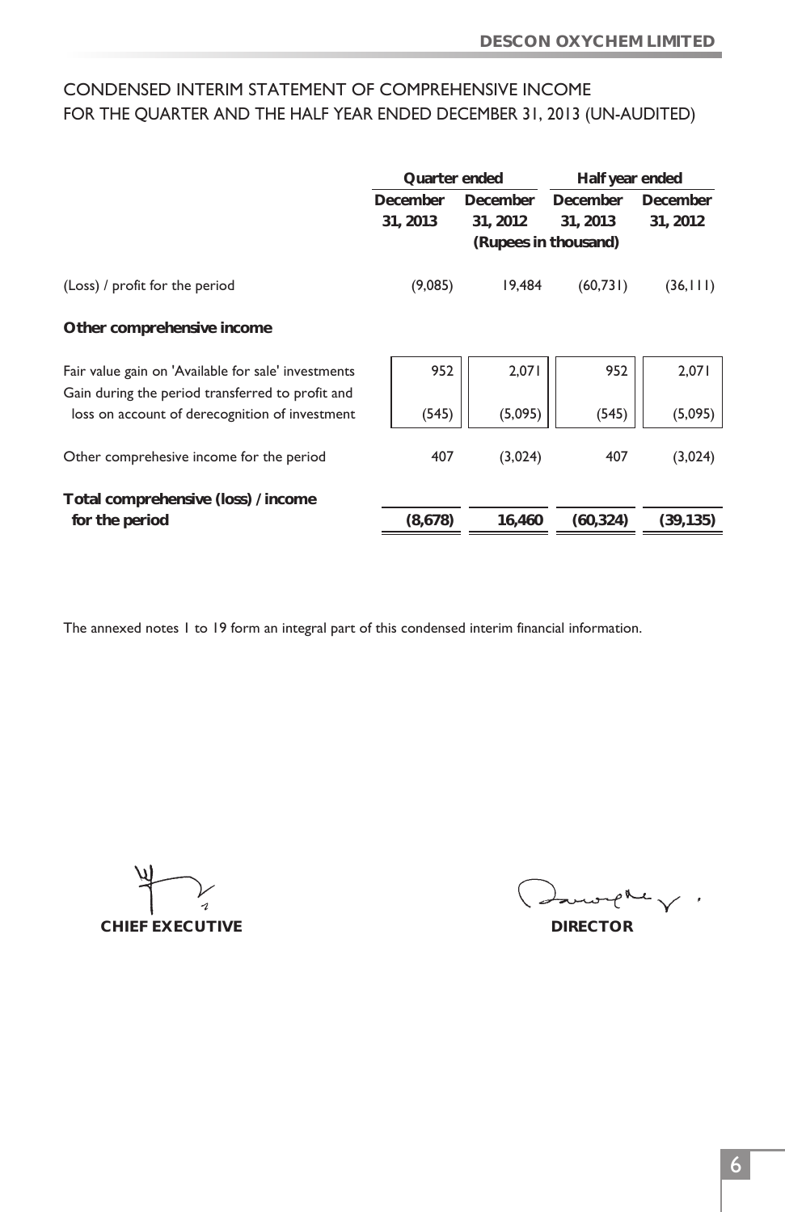## CONDENSED INTERIM STATEMENT OF COMPREHENSIVE INCOME
## FOR THE QUARTER AND THE HALF YEAR ENDED DECEMBER 31, 2013 (UN-AUDITED)

| | Quarter ended | | Half year ended | |
|---|---|---|---|---|
| | December 31, 2013 | December 31, 2012 | December 31, 2013 | December 31, 2012 |
| | (Rupees in thousand) | | | |
| (Loss) / profit for the period | (9,085) | 19,484 | (60,731) | (36,111) |
| **Other comprehensive income** | | | | |
| Fair value gain on 'Available for sale' investments | 952 | 2,071 | 952 | 2,071 |
| Gain during the period transferred to profit and loss on account of derecognition of investment | (545) | (5,095) | (545) | (5,095) |
| Other comprehesive income for the period | 407 | (3,024) | 407 | (3,024) |
| **Total comprehensive (loss) / income for the period** | **(8,678)** | **16,460** | **(60,324)** | **(39,135)** |

The annexed notes 1 to 19 form an integral part of this condensed interim financial information.

**CHIEF EXECUTIVE** **DIRECTOR**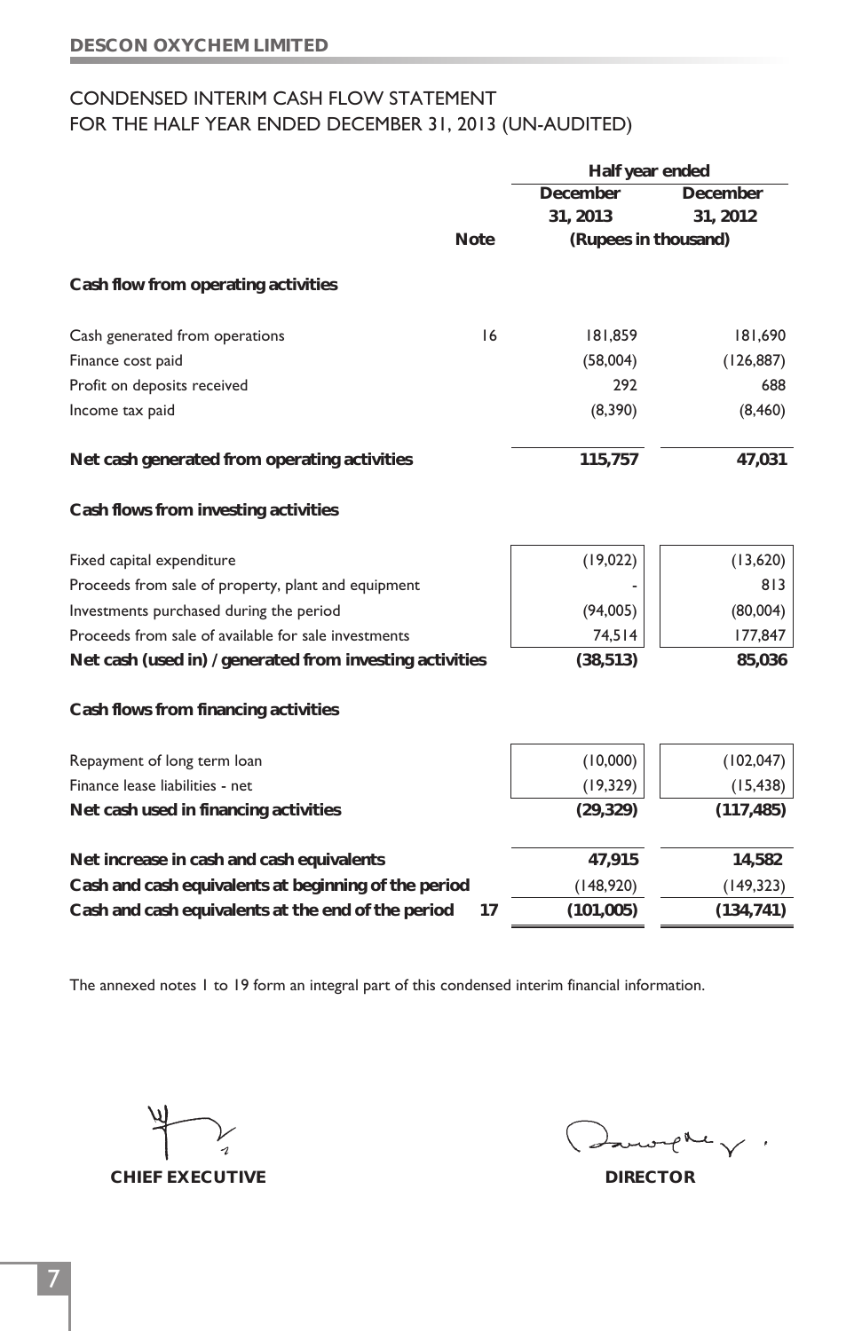**DESCON OXYCHEM LIMITED**

# CONDENSED INTERIM CASH FLOW STATEMENT
## FOR THE HALF YEAR ENDED DECEMBER 31, 2013 (UN-AUDITED)

| | Note | Half year ended December 31, 2013 | Half year ended December 31, 2012 |
|---|---|---|---|
| | | (Rupees in thousand) | |
| **Cash flow from operating activities** | | | |
| Cash generated from operations | 16 | 181,859 | 181,690 |
| Finance cost paid | | (58,004) | (126,887) |
| Profit on deposits received | | 292 | 688 |
| Income tax paid | | (8,390) | (8,460) |
| **Net cash generated from operating activities** | | **115,757** | **47,031** |
| **Cash flows from investing activities** | | | |
| Fixed capital expenditure | | (19,022) | (13,620) |
| Proceeds from sale of property, plant and equipment | | - | 813 |
| Investments purchased during the period | | (94,005) | (80,004) |
| Proceeds from sale of available for sale investments | | 74,514 | 177,847 |
| **Net cash (used in) / generated from investing activities** | | **(38,513)** | **85,036** |
| **Cash flows from financing activities** | | | |
| Repayment of long term loan | | (10,000) | (102,047) |
| Finance lease liabilities - net | | (19,329) | (15,438) |
| **Net cash used in financing activities** | | **(29,329)** | **(117,485)** |
| **Net increase in cash and cash equivalents** | | **47,915** | **14,582** |
| **Cash and cash equivalents at beginning of the period** | | (148,920) | (149,323) |
| **Cash and cash equivalents at the end of the period** | **17** | **(101,005)** | **(134,741)** |

The annexed notes 1 to 19 form an integral part of this condensed interim financial information.

**CHIEF EXECUTIVE** **DIRECTOR**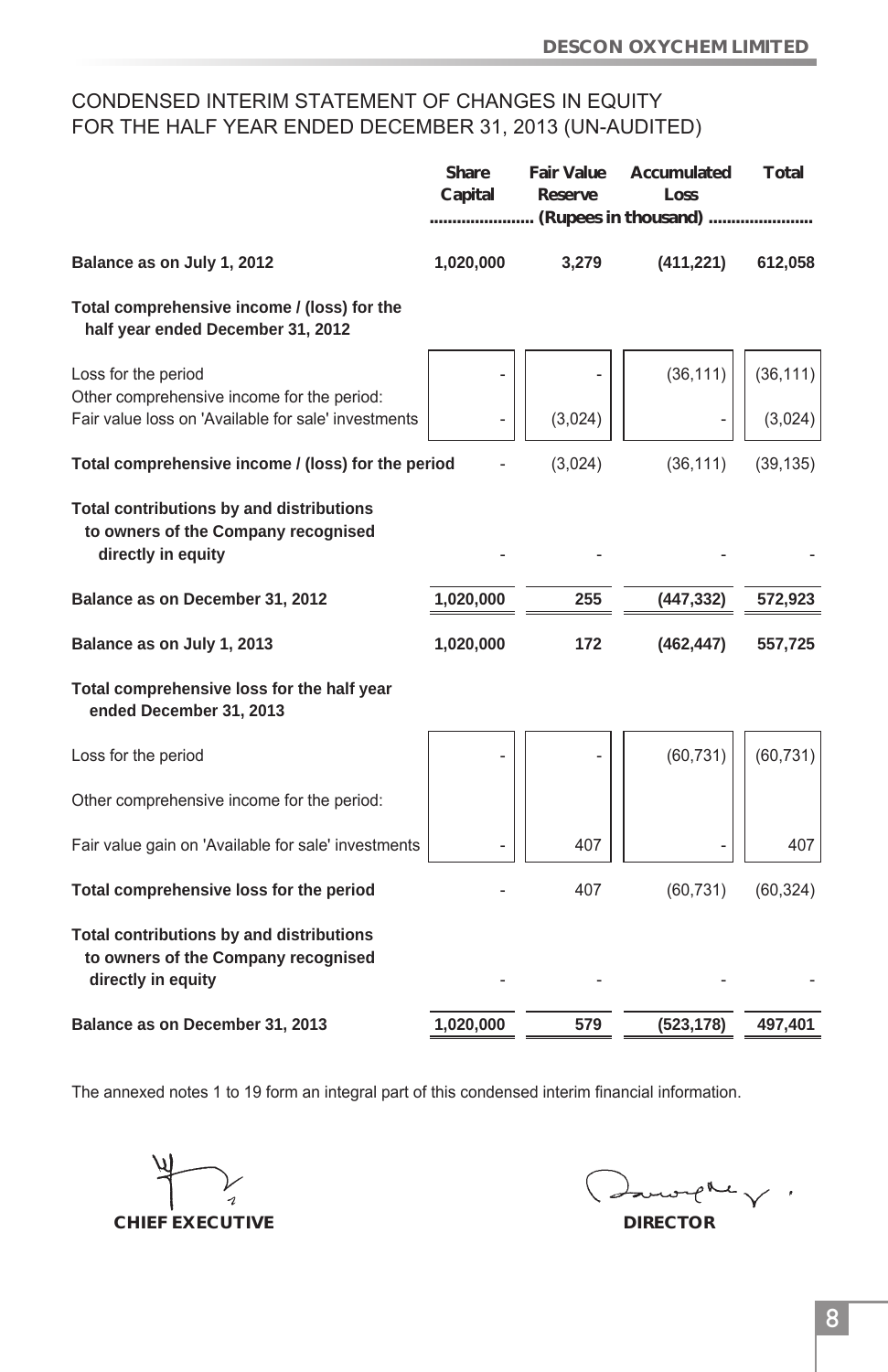# CONDENSED INTERIM STATEMENT OF CHANGES IN EQUITY
# FOR THE HALF YEAR ENDED DECEMBER 31, 2013 (UN-AUDITED)

| | Share Capital | Fair Value Reserve | Accumulated Loss | Total |
|---|---|---|---|---|
| | ...................... (Rupees in thousand) ...................... | | | |
| **Balance as on July 1, 2012** | **1,020,000** | **3,279** | **(411,221)** | **612,058** |
| **Total comprehensive income / (loss) for the half year ended December 31, 2012** | | | | |
| Loss for the period | - | - | (36,111) | (36,111) |
| Other comprehensive income for the period: | | | | |
| Fair value loss on 'Available for sale' investments | - | (3,024) | - | (3,024) |
| **Total comprehensive income / (loss) for the period** | - | (3,024) | (36,111) | (39,135) |
| **Total contributions by and distributions to owners of the Company recognised directly in equity** | - | - | - | - |
| **Balance as on December 31, 2012** | **1,020,000** | **255** | **(447,332)** | **572,923** |
| **Balance as on July 1, 2013** | **1,020,000** | **172** | **(462,447)** | **557,725** |
| **Total comprehensive loss for the half year ended December 31, 2013** | | | | |
| Loss for the period | - | - | (60,731) | (60,731) |
| Other comprehensive income for the period: | | | | |
| Fair value gain on 'Available for sale' investments | - | 407 | - | 407 |
| **Total comprehensive loss for the period** | - | 407 | (60,731) | (60,324) |
| **Total contributions by and distributions to owners of the Company recognised directly in equity** | - | - | - | - |
| **Balance as on December 31, 2013** | **1,020,000** | **579** | **(523,178)** | **497,401** |

The annexed notes 1 to 19 form an integral part of this condensed interim financial information.

**CHIEF EXECUTIVE** **DIRECTOR**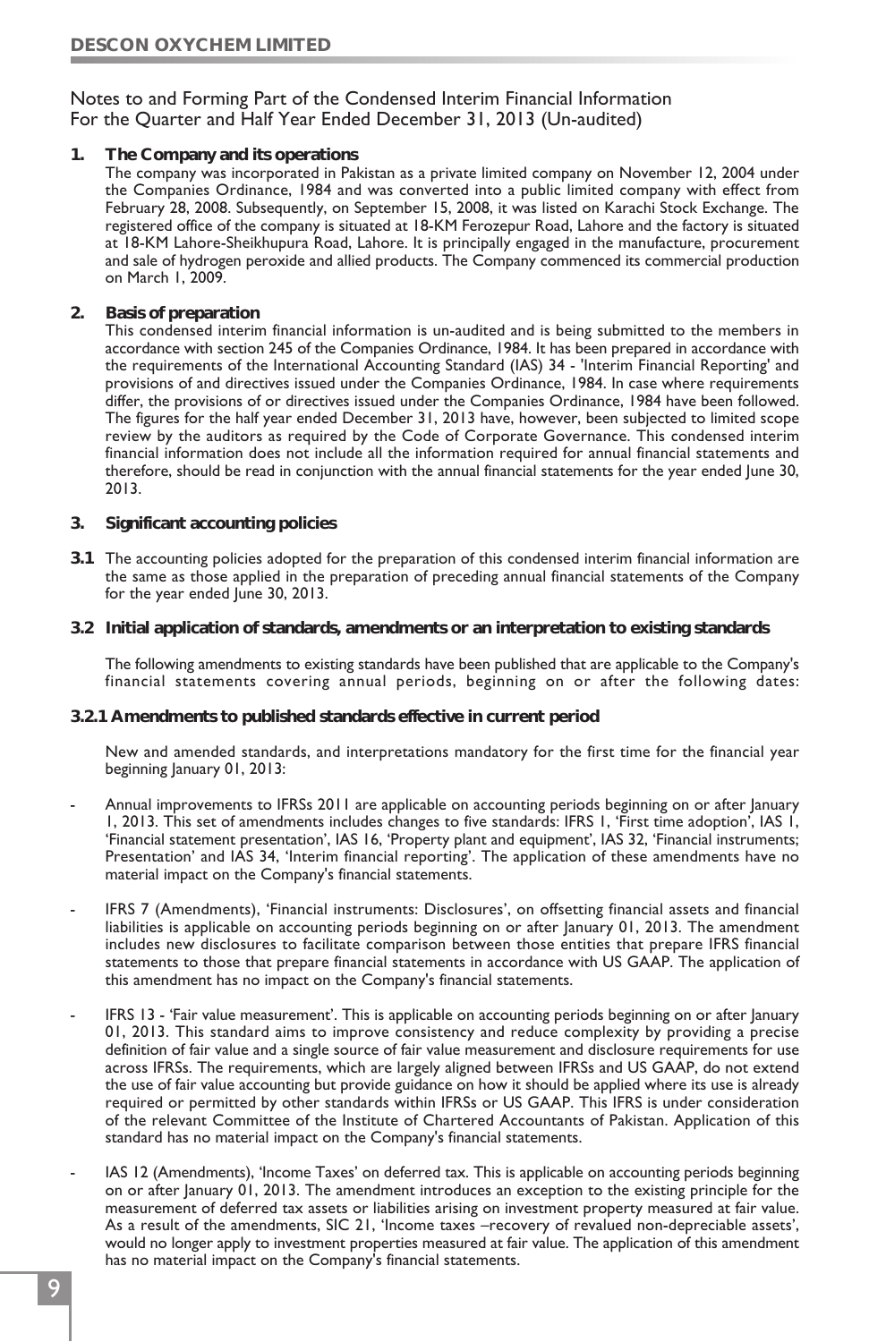Notes to and Forming Part of the Condensed Interim Financial Information
For the Quarter and Half Year Ended December 31, 2013 (Un-audited)

**1. The Company and its operations**

The company was incorporated in Pakistan as a private limited company on November 12, 2004 under the Companies Ordinance, 1984 and was converted into a public limited company with effect from February 28, 2008. Subsequently, on September 15, 2008, it was listed on Karachi Stock Exchange. The registered office of the company is situated at 18-KM Ferozepur Road, Lahore and the factory is situated at 18-KM Lahore-Sheikhupura Road, Lahore. It is principally engaged in the manufacture, procurement and sale of hydrogen peroxide and allied products. The Company commenced its commercial production on March 1, 2009.

**2. Basis of preparation**

This condensed interim financial information is un-audited and is being submitted to the members in accordance with section 245 of the Companies Ordinance, 1984. It has been prepared in accordance with the requirements of the International Accounting Standard (IAS) 34 - 'Interim Financial Reporting' and provisions of and directives issued under the Companies Ordinance, 1984. In case where requirements differ, the provisions of or directives issued under the Companies Ordinance, 1984 have been followed. The figures for the half year ended December 31, 2013 have, however, been subjected to limited scope review by the auditors as required by the Code of Corporate Governance. This condensed interim financial information does not include all the information required for annual financial statements and therefore, should be read in conjunction with the annual financial statements for the year ended June 30, 2013.

**3. Significant accounting policies**

**3.1** The accounting policies adopted for the preparation of this condensed interim financial information are the same as those applied in the preparation of preceding annual financial statements of the Company for the year ended June 30, 2013.

**3.2 Initial application of standards, amendments or an interpretation to existing standards**

The following amendments to existing standards have been published that are applicable to the Company's financial statements covering annual periods, beginning on or after the following dates:

**3.2.1 Amendments to published standards effective in current period**

New and amended standards, and interpretations mandatory for the first time for the financial year beginning January 01, 2013:

- Annual improvements to IFRSs 2011 are applicable on accounting periods beginning on or after January 1, 2013. This set of amendments includes changes to five standards: IFRS 1, 'First time adoption', IAS 1, 'Financial statement presentation', IAS 16, 'Property plant and equipment', IAS 32, 'Financial instruments; Presentation' and IAS 34, 'Interim financial reporting'. The application of these amendments have no material impact on the Company's financial statements.

- IFRS 7 (Amendments), 'Financial instruments: Disclosures', on offsetting financial assets and financial liabilities is applicable on accounting periods beginning on or after January 01, 2013. The amendment includes new disclosures to facilitate comparison between those entities that prepare IFRS financial statements to those that prepare financial statements in accordance with US GAAP. The application of this amendment has no impact on the Company's financial statements.

- IFRS 13 - 'Fair value measurement'. This is applicable on accounting periods beginning on or after January 01, 2013. This standard aims to improve consistency and reduce complexity by providing a precise definition of fair value and a single source of fair value measurement and disclosure requirements for use across IFRSs. The requirements, which are largely aligned between IFRSs and US GAAP, do not extend the use of fair value accounting but provide guidance on how it should be applied where its use is already required or permitted by other standards within IFRSs or US GAAP. This IFRS is under consideration of the relevant Committee of the Institute of Chartered Accountants of Pakistan. Application of this standard has no material impact on the Company's financial statements.

- IAS 12 (Amendments), 'Income Taxes' on deferred tax. This is applicable on accounting periods beginning on or after January 01, 2013. The amendment introduces an exception to the existing principle for the measurement of deferred tax assets or liabilities arising on investment property measured at fair value. As a result of the amendments, SIC 21, 'Income taxes –recovery of revalued non-depreciable assets', would no longer apply to investment properties measured at fair value. The application of this amendment has no material impact on the Company's financial statements.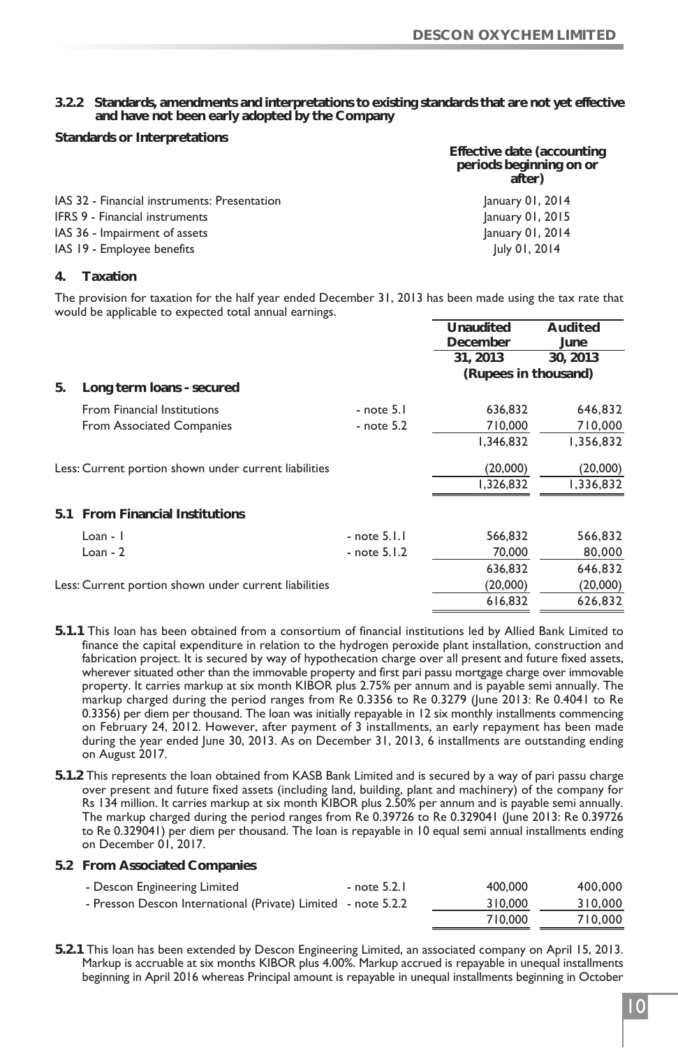### 3.2.2 Standards, amendments and interpretations to existing standards that are not yet effective and have not been early adopted by the Company

| Standards or Interpretations | Effective date (accounting periods beginning on or after) |
|---|---|
| IAS 32 - Financial instruments: Presentation | January 01, 2014 |
| IFRS 9 - Financial instruments | January 01, 2015 |
| IAS 36 - Impairment of assets | January 01, 2014 |
| IAS 19 - Employee benefits | July 01, 2014 |

## 4. Taxation

The provision for taxation for the half year ended December 31, 2013 has been made using the tax rate that would be applicable to expected total annual earnings.

| | | Unaudited December 31, 2013 | Audited June 30, 2013 |
|---|---|---|---|
| | | (Rupees in thousand) | |
| **5. Long term loans - secured** | | | |
| From Financial Institutions | - note 5.1 | 636,832 | 646,832 |
| From Associated Companies | - note 5.2 | 710,000 | 710,000 |
| | | 1,346,832 | 1,356,832 |
| Less: Current portion shown under current liabilities | | (20,000) | (20,000) |
| | | 1,326,832 | 1,336,832 |
| **5.1 From Financial Institutions** | | | |
| Loan - 1 | - note 5.1.1 | 566,832 | 566,832 |
| Loan - 2 | - note 5.1.2 | 70,000 | 80,000 |
| | | 636,832 | 646,832 |
| Less: Current portion shown under current liabilities | | (20,000) | (20,000) |
| | | 616,832 | 626,832 |

**5.1.1** This loan has been obtained from a consortium of financial institutions led by Allied Bank Limited to finance the capital expenditure in relation to the hydrogen peroxide plant installation, construction and fabrication project. It is secured by way of hypothecation charge over all present and future fixed assets, wherever situated other than the immovable property and first pari passu mortgage charge over immovable property. It carries markup at six month KIBOR plus 2.75% per annum and is payable semi annually. The markup charged during the period ranges from Re 0.3356 to Re 0.3279 (June 2013: Re 0.4041 to Re 0.3356) per diem per thousand. The loan was initially repayable in 12 six monthly installments commencing on February 24, 2012. However, after payment of 3 installments, an early repayment has been made during the year ended June 30, 2013. As on December 31, 2013, 6 installments are outstanding ending on August 2017.

**5.1.2** This represents the loan obtained from KASB Bank Limited and is secured by a way of pari passu charge over present and future fixed assets (including land, building, plant and machinery) of the company for Rs 134 million. It carries markup at six month KIBOR plus 2.50% per annum and is payable semi annually. The markup charged during the period ranges from Re 0.39726 to Re 0.329041 (June 2013: Re 0.39726 to Re 0.329041) per diem per thousand. The loan is repayable in 10 equal semi annual installments ending on December 01, 2017.

### 5.2 From Associated Companies

| | | | |
|---|---|---|---|
| - Descon Engineering Limited | - note 5.2.1 | 400,000 | 400,000 |
| - Presson Descon International (Private) Limited | - note 5.2.2 | 310,000 | 310,000 |
| | | 710,000 | 710,000 |

**5.2.1** This loan has been extended by Descon Engineering Limited, an associated company on April 15, 2013. Markup is accruable at six months KIBOR plus 4.00%. Markup accrued is repayable in unequal installments beginning in April 2016 whereas Principal amount is repayable in unequal installments beginning in October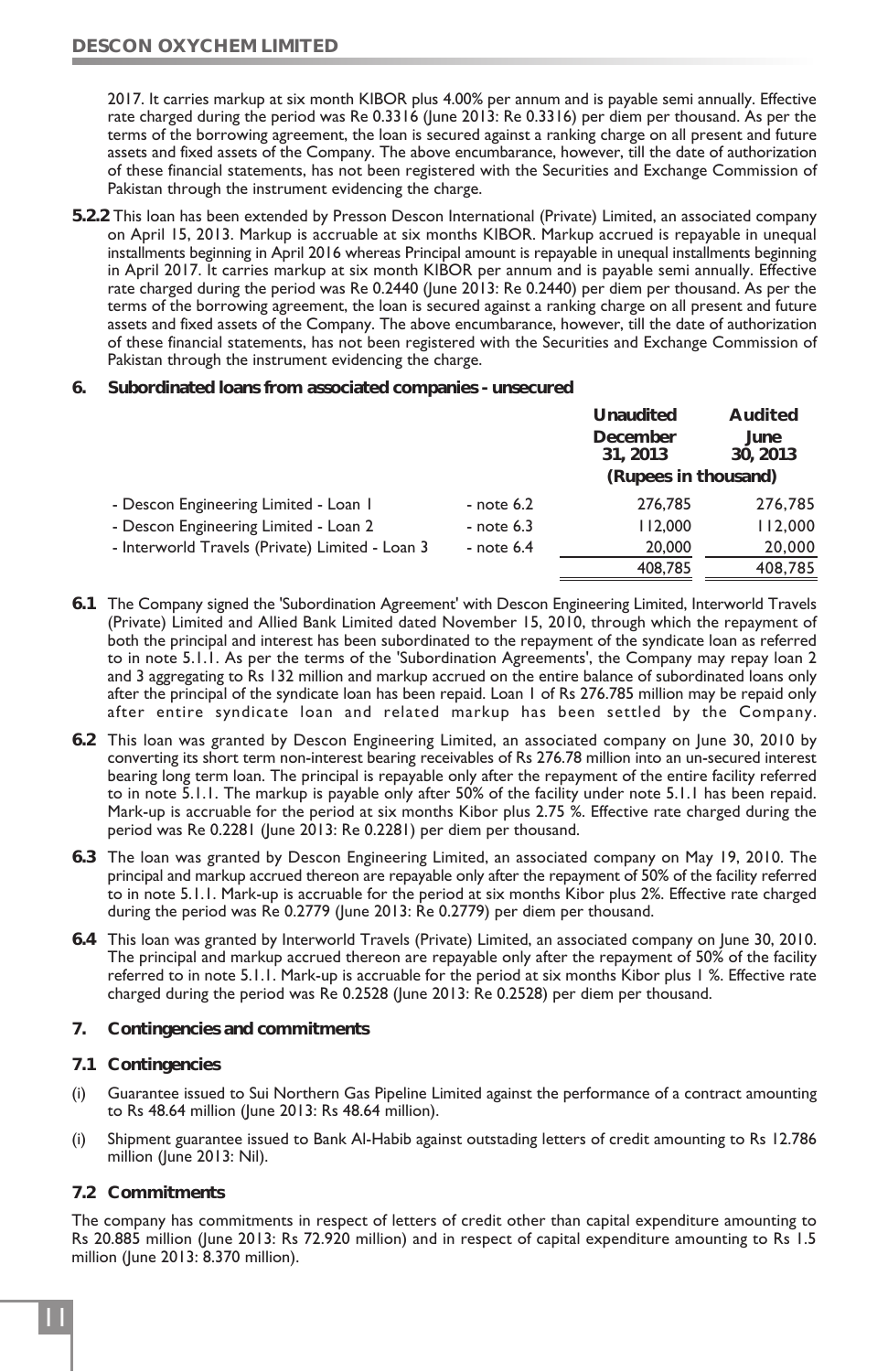2017. It carries markup at six month KIBOR plus 4.00% per annum and is payable semi annually. Effective rate charged during the period was Re 0.3316 (June 2013: Re 0.3316) per diem per thousand. As per the terms of the borrowing agreement, the loan is secured against a ranking charge on all present and future assets and fixed assets of the Company. The above encumbarance, however, till the date of authorization of these financial statements, has not been registered with the Securities and Exchange Commission of Pakistan through the instrument evidencing the charge.

**5.2.2** This loan has been extended by Presson Descon International (Private) Limited, an associated company on April 15, 2013. Markup is accruable at six months KIBOR. Markup accrued is repayable in unequal installments beginning in April 2016 whereas Principal amount is repayable in unequal installments beginning in April 2017. It carries markup at six month KIBOR per annum and is payable semi annually. Effective rate charged during the period was Re 0.2440 (June 2013: Re 0.2440) per diem per thousand. As per the terms of the borrowing agreement, the loan is secured against a ranking charge on all present and future assets and fixed assets of the Company. The above encumbarance, however, till the date of authorization of these financial statements, has not been registered with the Securities and Exchange Commission of Pakistan through the instrument evidencing the charge.

## 6. Subordinated loans from associated companies - unsecured

| | | Unaudited December 31, 2013 | Audited June 30, 2013 |
|---|---|---|---|
| | | (Rupees in thousand) | |
| - Descon Engineering Limited - Loan 1 | - note 6.2 | 276,785 | 276,785 |
| - Descon Engineering Limited - Loan 2 | - note 6.3 | 112,000 | 112,000 |
| - Interworld Travels (Private) Limited - Loan 3 | - note 6.4 | 20,000 | 20,000 |
| | | 408,785 | 408,785 |

**6.1** The Company signed the 'Subordination Agreement' with Descon Engineering Limited, Interworld Travels (Private) Limited and Allied Bank Limited dated November 15, 2010, through which the repayment of both the principal and interest has been subordinated to the repayment of the syndicate loan as referred to in note 5.1.1. As per the terms of the 'Subordination Agreements', the Company may repay loan 2 and 3 aggregating to Rs 132 million and markup accrued on the entire balance of subordinated loans only after the principal of the syndicate loan has been repaid. Loan 1 of Rs 276.785 million may be repaid only after entire syndicate loan and related markup has been settled by the Company.

**6.2** This loan was granted by Descon Engineering Limited, an associated company on June 30, 2010 by converting its short term non-interest bearing receivables of Rs 276.78 million into an un-secured interest bearing long term loan. The principal is repayable only after the repayment of the entire facility referred to in note 5.1.1. The markup is payable only after 50% of the facility under note 5.1.1 has been repaid. Mark-up is accruable for the period at six months Kibor plus 2.75 %. Effective rate charged during the period was Re 0.2281 (June 2013: Re 0.2281) per diem per thousand.

**6.3** The loan was granted by Descon Engineering Limited, an associated company on May 19, 2010. The principal and markup accrued thereon are repayable only after the repayment of 50% of the facility referred to in note 5.1.1. Mark-up is accruable for the period at six months Kibor plus 2%. Effective rate charged during the period was Re 0.2779 (June 2013: Re 0.2779) per diem per thousand.

**6.4** This loan was granted by Interworld Travels (Private) Limited, an associated company on June 30, 2010. The principal and markup accrued thereon are repayable only after the repayment of 50% of the facility referred to in note 5.1.1. Mark-up is accruable for the period at six months Kibor plus 1 %. Effective rate charged during the period was Re 0.2528 (June 2013: Re 0.2528) per diem per thousand.

## 7. Contingencies and commitments

### 7.1 Contingencies

(i) Guarantee issued to Sui Northern Gas Pipeline Limited against the performance of a contract amounting to Rs 48.64 million (June 2013: Rs 48.64 million).

(i) Shipment guarantee issued to Bank Al-Habib against outstading letters of credit amounting to Rs 12.786 million (June 2013: Nil).

### 7.2 Commitments

The company has commitments in respect of letters of credit other than capital expenditure amounting to Rs 20.885 million (June 2013: Rs 72.920 million) and in respect of capital expenditure amounting to Rs 1.5 million (June 2013: 8.370 million).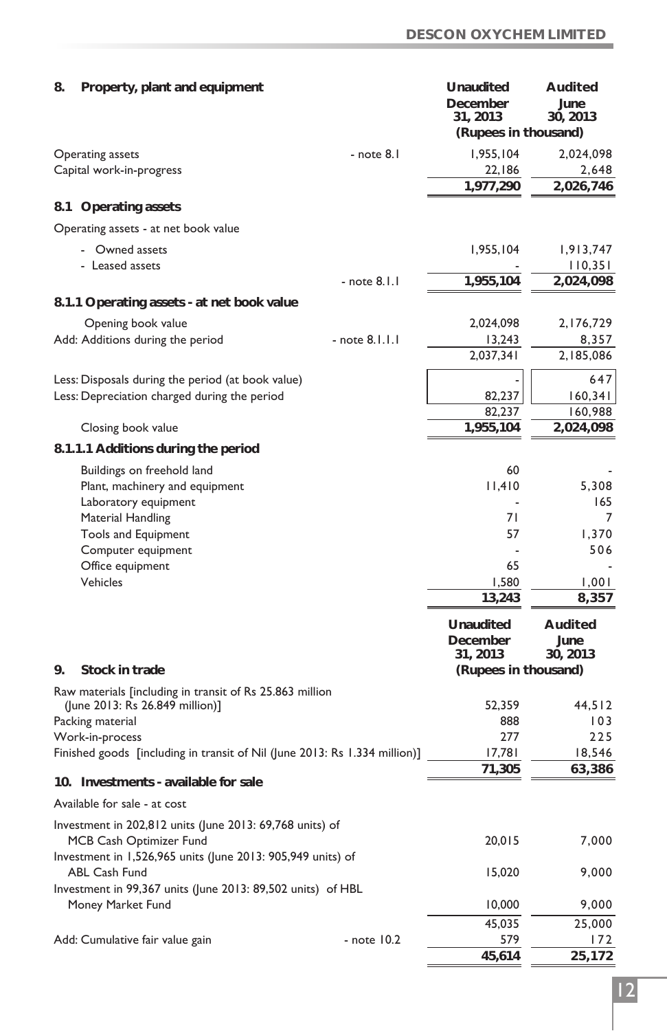## 8. Property, plant and equipment

| | | Unaudited December 31, 2013 | Audited June 30, 2013 |
|---|---|---|---|
| | | (Rupees in thousand) | |
| Operating assets | - note 8.1 | 1,955,104 | 2,024,098 |
| Capital work-in-progress | | 22,186 | 2,648 |
| | | **1,977,290** | **2,026,746** |

### 8.1 Operating assets

Operating assets - at net book value

| | | Unaudited December 31, 2013 | Audited June 30, 2013 |
|---|---|---|---|
| - Owned assets | | 1,955,104 | 1,913,747 |
| - Leased assets | | - | 110,351 |
| | - note 8.1.1 | **1,955,104** | **2,024,098** |

### 8.1.1 Operating assets - at net book value

| | | Unaudited December 31, 2013 | Audited June 30, 2013 |
|---|---|---|---|
| Opening book value | | 2,024,098 | 2,176,729 |
| Add: Additions during the period | - note 8.1.1.1 | 13,243 | 8,357 |
| | | 2,037,341 | 2,185,086 |
| Less: Disposals during the period (at book value) | | - | 647 |
| Less: Depreciation charged during the period | | 82,237 | 160,341 |
| | | 82,237 | 160,988 |
| Closing book value | | **1,955,104** | **2,024,098** |

### 8.1.1.1 Additions during the period

| | Unaudited December 31, 2013 | Audited June 30, 2013 |
|---|---|---|
| Buildings on freehold land | 60 | - |
| Plant, machinery and equipment | 11,410 | 5,308 |
| Laboratory equipment | - | 165 |
| Material Handling | 71 | 7 |
| Tools and Equipment | 57 | 1,370 |
| Computer equipment | - | 506 |
| Office equipment | 65 | - |
| Vehicles | 1,580 | 1,001 |
| | **13,243** | **8,357** |

## 9. Stock in trade

| | Unaudited December 31, 2013 | Audited June 30, 2013 |
|---|---|---|
| | (Rupees in thousand) | |
| Raw materials [including in transit of Rs 25.863 million (June 2013: Rs 26.849 million)] | 52,359 | 44,512 |
| Packing material | 888 | 103 |
| Work-in-process | 277 | 225 |
| Finished goods [including in transit of Nil (June 2013: Rs 1.334 million)] | 17,781 | 18,546 |
| | **71,305** | **63,386** |

## 10. Investments - available for sale

Available for sale - at cost

| | | Unaudited December 31, 2013 | Audited June 30, 2013 |
|---|---|---|---|
| Investment in 202,812 units (June 2013: 69,768 units) of MCB Cash Optimizer Fund | | 20,015 | 7,000 |
| Investment in 1,526,965 units (June 2013: 905,949 units) of ABL Cash Fund | | 15,020 | 9,000 |
| Investment in 99,367 units (June 2013: 89,502 units) of HBL Money Market Fund | | 10,000 | 9,000 |
| | | 45,035 | 25,000 |
| Add: Cumulative fair value gain | - note 10.2 | 579 | 172 |
| | | **45,614** | **25,172** |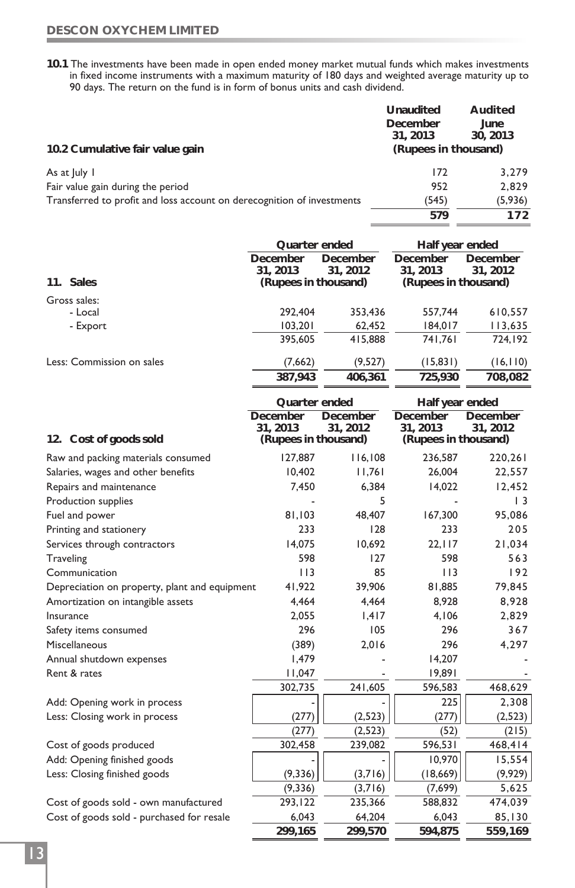**10.1** The investments have been made in open ended money market mutual funds which makes investments in fixed income instruments with a maximum maturity of 180 days and weighted average maturity up to 90 days. The return on the fund is in form of bonus units and cash dividend.

| **10.2 Cumulative fair value gain** | **Unaudited December 31, 2013** | **Audited June 30, 2013** |
|---|---|---|
| | **(Rupees in thousand)** | |
| As at July 1 | 172 | 3,279 |
| Fair value gain during the period | 952 | 2,829 |
| Transferred to profit and loss account on derecognition of investments | (545) | (5,936) |
| | **579** | **172** |

| **11. Sales** | **Quarter ended** | | **Half year ended** | |
|---|---|---|---|---|
| | **December 31, 2013** | **December 31, 2012** | **December 31, 2013** | **December 31, 2012** |
| | **(Rupees in thousand)** | | **(Rupees in thousand)** | |
| Gross sales: | | | | |
| - Local | 292,404 | 353,436 | 557,744 | 610,557 |
| - Export | 103,201 | 62,452 | 184,017 | 113,635 |
| | 395,605 | 415,888 | 741,761 | 724,192 |
| Less: Commission on sales | (7,662) | (9,527) | (15,831) | (16,110) |
| | **387,943** | **406,361** | **725,930** | **708,082** |

| **12. Cost of goods sold** | **Quarter ended** | | **Half year ended** | |
|---|---|---|---|---|
| | **December 31, 2013** | **December 31, 2012** | **December 31, 2013** | **December 31, 2012** |
| | **(Rupees in thousand)** | | **(Rupees in thousand)** | |
| Raw and packing materials consumed | 127,887 | 116,108 | 236,587 | 220,261 |
| Salaries, wages and other benefits | 10,402 | 11,761 | 26,004 | 22,557 |
| Repairs and maintenance | 7,450 | 6,384 | 14,022 | 12,452 |
| Production supplies | - | 5 | - | 13 |
| Fuel and power | 81,103 | 48,407 | 167,300 | 95,086 |
| Printing and stationery | 233 | 128 | 233 | 205 |
| Services through contractors | 14,075 | 10,692 | 22,117 | 21,034 |
| Traveling | 598 | 127 | 598 | 563 |
| Communication | 113 | 85 | 113 | 192 |
| Depreciation on property, plant and equipment | 41,922 | 39,906 | 81,885 | 79,845 |
| Amortization on intangible assets | 4,464 | 4,464 | 8,928 | 8,928 |
| Insurance | 2,055 | 1,417 | 4,106 | 2,829 |
| Safety items consumed | 296 | 105 | 296 | 367 |
| Miscellaneous | (389) | 2,016 | 296 | 4,297 |
| Annual shutdown expenses | 1,479 | - | 14,207 | - |
| Rent & rates | 11,047 | - | 19,891 | - |
| | 302,735 | 241,605 | 596,583 | 468,629 |
| Add: Opening work in process | - | - | 225 | 2,308 |
| Less: Closing work in process | (277) | (2,523) | (277) | (2,523) |
| | (277) | (2,523) | (52) | (215) |
| Cost of goods produced | 302,458 | 239,082 | 596,531 | 468,414 |
| Add: Opening finished goods | - | - | 10,970 | 15,554 |
| Less: Closing finished goods | (9,336) | (3,716) | (18,669) | (9,929) |
| | (9,336) | (3,716) | (7,699) | 5,625 |
| Cost of goods sold - own manufactured | 293,122 | 235,366 | 588,832 | 474,039 |
| Cost of goods sold - purchased for resale | 6,043 | 64,204 | 6,043 | 85,130 |
| | **299,165** | **299,570** | **594,875** | **559,169** |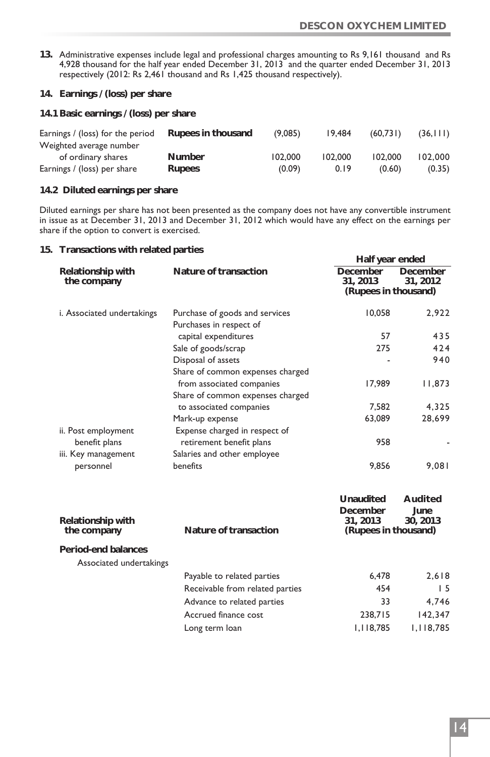**13.** Administrative expenses include legal and professional charges amounting to Rs 9,161 thousand and Rs 4,928 thousand for the half year ended December 31, 2013 and the quarter ended December 31, 2013 respectively (2012: Rs 2,461 thousand and Rs 1,425 thousand respectively).

## 14. Earnings / (loss) per share

### 14.1 Basic earnings / (loss) per share

| | | | | | |
|---|---|---|---|---|---|
| Earnings / (loss) for the period | **Rupees in thousand** | (9,085) | 19,484 | (60,731) | (36,111) |
| Weighted average number of ordinary shares | **Number** | 102,000 | 102,000 | 102,000 | 102,000 |
| Earnings / (loss) per share | **Rupees** | (0.09) | 0.19 | (0.60) | (0.35) |

### 14.2 Diluted earnings per share

Diluted earnings per share has not been presented as the company does not have any convertible instrument in issue as at December 31, 2013 and December 31, 2012 which would have any effect on the earnings per share if the option to convert is exercised.

## 15. Transactions with related parties

| Relationship with the company | Nature of transaction | Half year ended December 31, 2013 | December 31, 2012 |
|---|---|---|---|
| | | (Rupees in thousand) | |
| i. Associated undertakings | Purchase of goods and services | 10,058 | 2,922 |
| | Purchases in respect of capital expenditures | 57 | 435 |
| | Sale of goods/scrap | 275 | 424 |
| | Disposal of assets | - | 940 |
| | Share of common expenses charged from associated companies | 17,989 | 11,873 |
| | Share of common expenses charged to associated companies | 7,582 | 4,325 |
| | Mark-up expense | 63,089 | 28,699 |
| ii. Post employment benefit plans | Expense charged in respect of retirement benefit plans | 958 | - |
| iii. Key management personnel | Salaries and other employee benefits | 9,856 | 9,081 |

| Relationship with the company | Nature of transaction | Unaudited December 31, 2013 | Audited June 30, 2013 |
|---|---|---|---|
| | | (Rupees in thousand) | |
| **Period-end balances** | | | |
| Associated undertakings | | | |
| | Payable to related parties | 6,478 | 2,618 |
| | Receivable from related parties | 454 | 15 |
| | Advance to related parties | 33 | 4,746 |
| | Accrued finance cost | 238,715 | 142,347 |
| | Long term loan | 1,118,785 | 1,118,785 |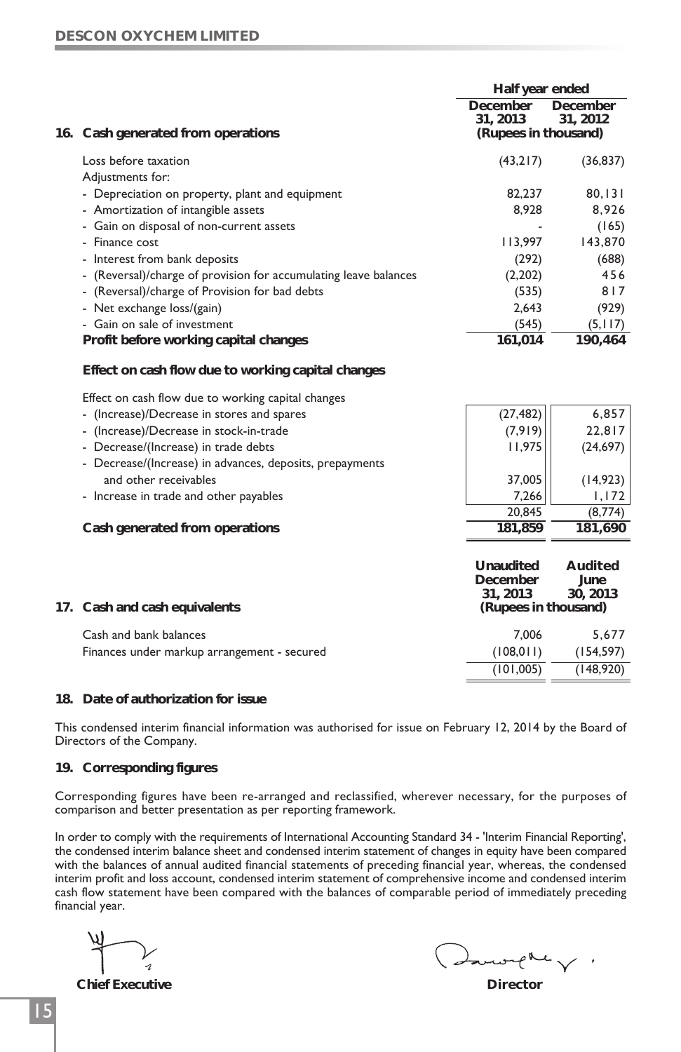## 16. Cash generated from operations

| | Half year ended | |
|---|---|---|
| | December 31, 2013 | December 31, 2012 |
| | (Rupees in thousand) | |
| Loss before taxation | (43,217) | (36,837) |
| Adjustments for: | | |
| - Depreciation on property, plant and equipment | 82,237 | 80,131 |
| - Amortization of intangible assets | 8,928 | 8,926 |
| - Gain on disposal of non-current assets | - | (165) |
| - Finance cost | 113,997 | 143,870 |
| - Interest from bank deposits | (292) | (688) |
| - (Reversal)/charge of provision for accumulating leave balances | (2,202) | 456 |
| - (Reversal)/charge of Provision for bad debts | (535) | 817 |
| - Net exchange loss/(gain) | 2,643 | (929) |
| - Gain on sale of investment | (545) | (5,117) |
| **Profit before working capital changes** | **161,014** | **190,464** |
| **Effect on cash flow due to working capital changes** | | |
| Effect on cash flow due to working capital changes | | |
| - (Increase)/Decrease in stores and spares | (27,482) | 6,857 |
| - (Increase)/Decrease in stock-in-trade | (7,919) | 22,817 |
| - Decrease/(Increase) in trade debts | 11,975 | (24,697) |
| - Decrease/(Increase) in advances, deposits, prepayments and other receivables | 37,005 | (14,923) |
| - Increase in trade and other payables | 7,266 | 1,172 |
| | 20,845 | (8,774) |
| **Cash generated from operations** | **181,859** | **181,690** |

## 17. Cash and cash equivalents

| | Unaudited December 31, 2013 | Audited June 30, 2013 |
|---|---|---|
| | (Rupees in thousand) | |
| Cash and bank balances | 7,006 | 5,677 |
| Finances under markup arrangement - secured | (108,011) | (154,597) |
| | (101,005) | (148,920) |

## 18. Date of authorization for issue

This condensed interim financial information was authorised for issue on February 12, 2014 by the Board of Directors of the Company.

## 19. Corresponding figures

Corresponding figures have been re-arranged and reclassified, wherever necessary, for the purposes of comparison and better presentation as per reporting framework.

In order to comply with the requirements of International Accounting Standard 34 - 'Interim Financial Reporting', the condensed interim balance sheet and condensed interim statement of changes in equity have been compared with the balances of annual audited financial statements of preceding financial year, whereas, the condensed interim profit and loss account, condensed interim statement of comprehensive income and condensed interim cash flow statement have been compared with the balances of comparable period of immediately preceding financial year.

**Chief Executive** **Director**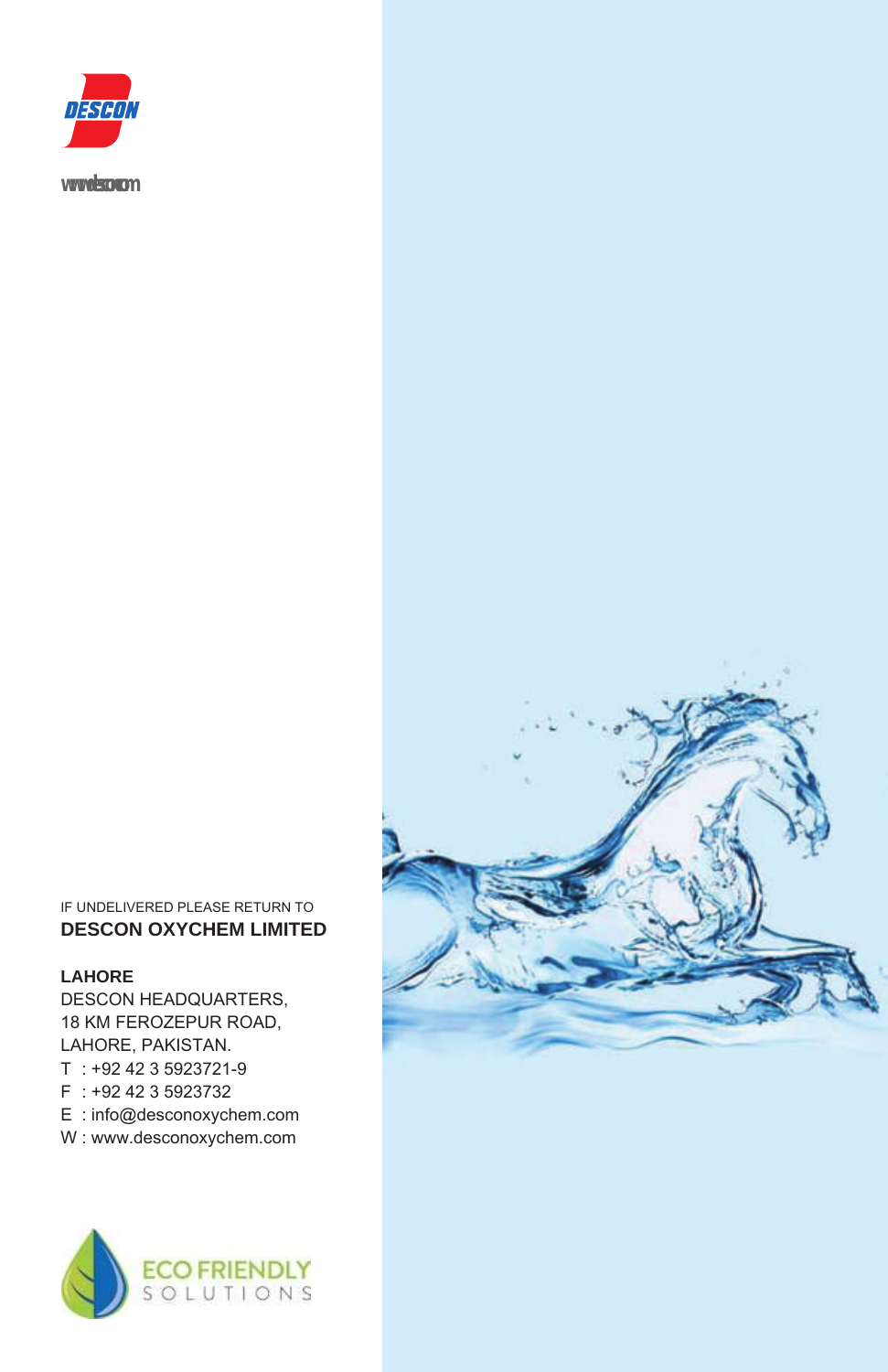DESCON

www.descon.com

IF UNDELIVERED PLEASE RETURN TO

**DESCON OXYCHEM LIMITED**

**LAHORE**

DESCON HEADQUARTERS,
18 KM FEROZEPUR ROAD,
LAHORE, PAKISTAN.

T : +92 42 3 5923721-9
F : +92 42 3 5923732
E : info@desconoxychem.com
W : www.desconoxychem.com

ECO FRIENDLY
SOLUTIONS